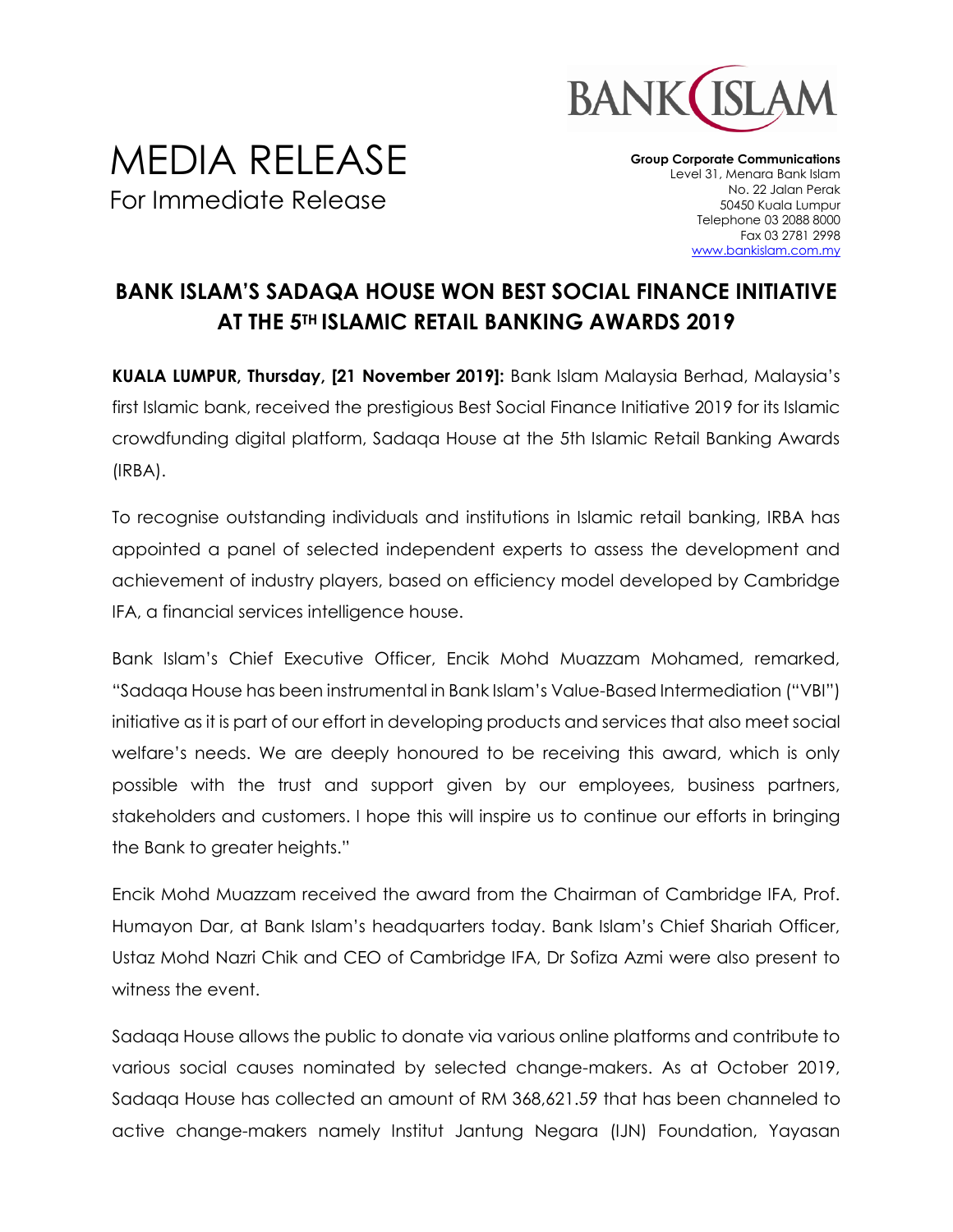# MEDIA RELEASE

For Immediate Release

**Group Corporate Communications**
Level 31, Menara Bank Islam
No. 22 Jalan Perak
50450 Kuala Lumpur
Telephone 03 2088 8000
Fax 03 2781 2998
www.bankislam.com.my

## BANK ISLAM'S SADAQA HOUSE WON BEST SOCIAL FINANCE INITIATIVE AT THE 5TH ISLAMIC RETAIL BANKING AWARDS 2019

**KUALA LUMPUR, Thursday, [21 November 2019]:** Bank Islam Malaysia Berhad, Malaysia's first Islamic bank, received the prestigious Best Social Finance Initiative 2019 for its Islamic crowdfunding digital platform, Sadaqa House at the 5th Islamic Retail Banking Awards (IRBA).

To recognise outstanding individuals and institutions in Islamic retail banking, IRBA has appointed a panel of selected independent experts to assess the development and achievement of industry players, based on efficiency model developed by Cambridge IFA, a financial services intelligence house.

Bank Islam's Chief Executive Officer, Encik Mohd Muazzam Mohamed, remarked, "Sadaqa House has been instrumental in Bank Islam's Value-Based Intermediation ("VBI") initiative as it is part of our effort in developing products and services that also meet social welfare's needs. We are deeply honoured to be receiving this award, which is only possible with the trust and support given by our employees, business partners, stakeholders and customers. I hope this will inspire us to continue our efforts in bringing the Bank to greater heights."

Encik Mohd Muazzam received the award from the Chairman of Cambridge IFA, Prof. Humayon Dar, at Bank Islam's headquarters today. Bank Islam's Chief Shariah Officer, Ustaz Mohd Nazri Chik and CEO of Cambridge IFA, Dr Sofiza Azmi were also present to witness the event.

Sadaqa House allows the public to donate via various online platforms and contribute to various social causes nominated by selected change-makers. As at October 2019, Sadaqa House has collected an amount of RM 368,621.59 that has been channeled to active change-makers namely Institut Jantung Negara (IJN) Foundation, Yayasan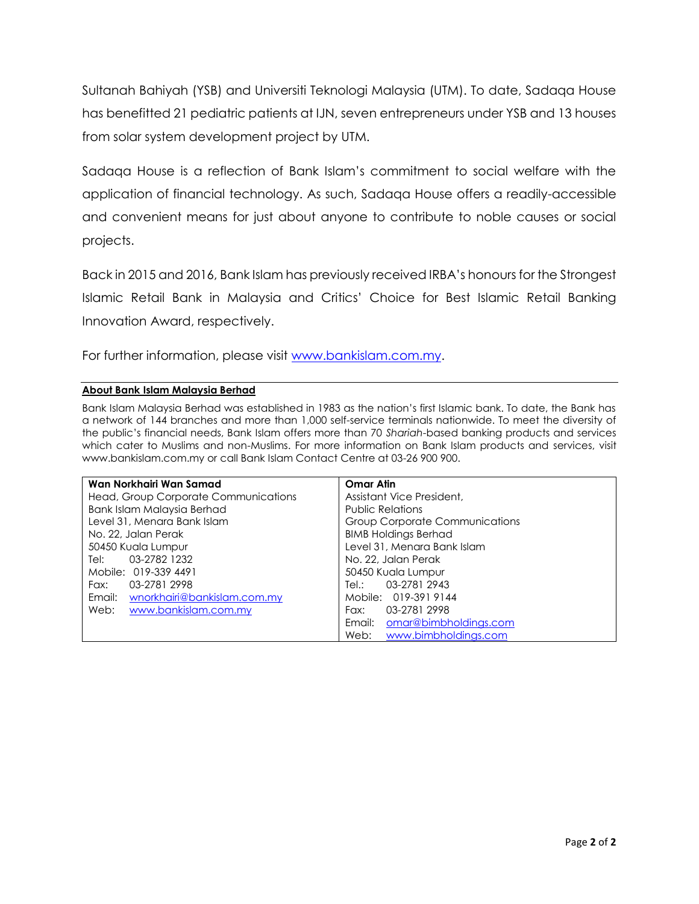Sultanah Bahiyah (YSB) and Universiti Teknologi Malaysia (UTM). To date, Sadaqa House has benefitted 21 pediatric patients at IJN, seven entrepreneurs under YSB and 13 houses from solar system development project by UTM.

Sadaqa House is a reflection of Bank Islam's commitment to social welfare with the application of financial technology. As such, Sadaqa House offers a readily-accessible and convenient means for just about anyone to contribute to noble causes or social projects.

Back in 2015 and 2016, Bank Islam has previously received IRBA's honours for the Strongest Islamic Retail Bank in Malaysia and Critics' Choice for Best Islamic Retail Banking Innovation Award, respectively.

For further information, please visit www.bankislam.com.my.

**About Bank Islam Malaysia Berhad**

Bank Islam Malaysia Berhad was established in 1983 as the nation's first Islamic bank. To date, the Bank has a network of 144 branches and more than 1,000 self-service terminals nationwide. To meet the diversity of the public's financial needs, Bank Islam offers more than 70 *Shariah*-based banking products and services which cater to Muslims and non-Muslims. For more information on Bank Islam products and services, visit www.bankislam.com.my or call Bank Islam Contact Centre at 03-26 900 900.

| | |
|---|---|
| **Wan Norkhairi Wan Samad** | **Omar Atin** |
| Head, Group Corporate Communications | Assistant Vice President, |
| Bank Islam Malaysia Berhad | Public Relations |
| Level 31, Menara Bank Islam | Group Corporate Communications |
| No. 22, Jalan Perak | BIMB Holdings Berhad |
| 50450 Kuala Lumpur | Level 31, Menara Bank Islam |
| Tel: 03-2782 1232 | No. 22, Jalan Perak |
| Mobile: 019-339 4491 | 50450 Kuala Lumpur |
| Fax: 03-2781 2998 | Tel.: 03-2781 2943 |
| Email: wnorkhairi@bankislam.com.my | Mobile: 019-391 9144 |
| Web: www.bankislam.com.my | Fax: 03-2781 2998 |
| | Email: omar@bimbholdings.com |
| | Web: www.bimbholdings.com |